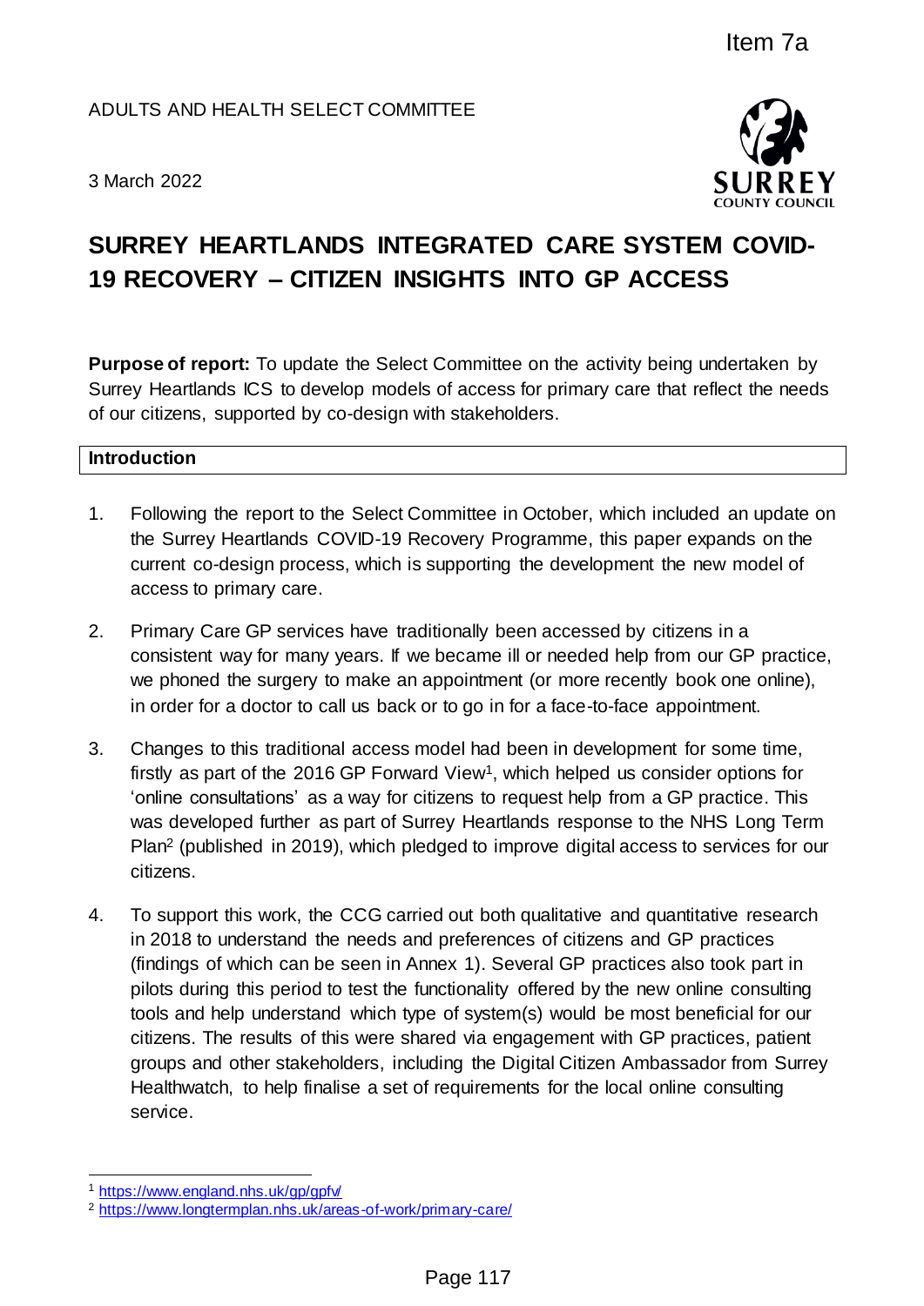Item 7a

ADULTS AND HEALTH SELECT COMMITTEE

3 March 2022

# SURREY HEARTLANDS INTEGRATED CARE SYSTEM COVID-19 RECOVERY – CITIZEN INSIGHTS INTO GP ACCESS

**Purpose of report:** To update the Select Committee on the activity being undertaken by Surrey Heartlands ICS to develop models of access for primary care that reflect the needs of our citizens, supported by co-design with stakeholders.

## Introduction

1. Following the report to the Select Committee in October, which included an update on the Surrey Heartlands COVID-19 Recovery Programme, this paper expands on the current co-design process, which is supporting the development the new model of access to primary care.

2. Primary Care GP services have traditionally been accessed by citizens in a consistent way for many years. If we became ill or needed help from our GP practice, we phoned the surgery to make an appointment (or more recently book one online), in order for a doctor to call us back or to go in for a face-to-face appointment.

3. Changes to this traditional access model had been in development for some time, firstly as part of the 2016 GP Forward View[1], which helped us consider options for 'online consultations' as a way for citizens to request help from a GP practice. This was developed further as part of Surrey Heartlands response to the NHS Long Term Plan[2] (published in 2019), which pledged to improve digital access to services for our citizens.

4. To support this work, the CCG carried out both qualitative and quantitative research in 2018 to understand the needs and preferences of citizens and GP practices (findings of which can be seen in Annex 1). Several GP practices also took part in pilots during this period to test the functionality offered by the new online consulting tools and help understand which type of system(s) would be most beneficial for our citizens. The results of this were shared via engagement with GP practices, patient groups and other stakeholders, including the Digital Citizen Ambassador from Surrey Healthwatch, to help finalise a set of requirements for the local online consulting service.

[1] https://www.england.nhs.uk/gp/gpfv/

[2] https://www.longtermplan.nhs.uk/areas-of-work/primary-care/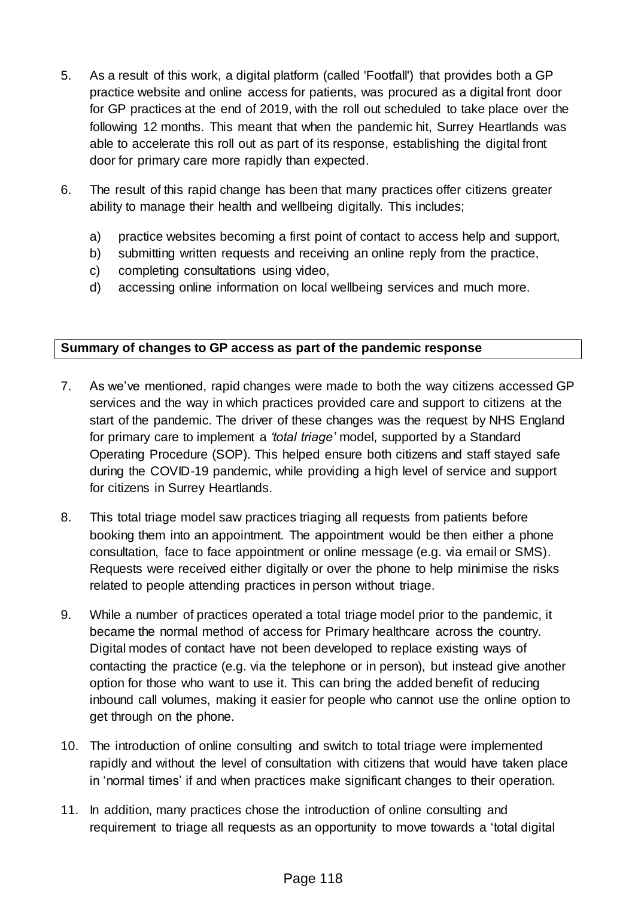5. As a result of this work, a digital platform (called 'Footfall') that provides both a GP practice website and online access for patients, was procured as a digital front door for GP practices at the end of 2019, with the roll out scheduled to take place over the following 12 months. This meant that when the pandemic hit, Surrey Heartlands was able to accelerate this roll out as part of its response, establishing the digital front door for primary care more rapidly than expected.

6. The result of this rapid change has been that many practices offer citizens greater ability to manage their health and wellbeing digitally. This includes;

   a) practice websites becoming a first point of contact to access help and support,
   b) submitting written requests and receiving an online reply from the practice,
   c) completing consultations using video,
   d) accessing online information on local wellbeing services and much more.

**Summary of changes to GP access as part of the pandemic response**

7. As we've mentioned, rapid changes were made to both the way citizens accessed GP services and the way in which practices provided care and support to citizens at the start of the pandemic. The driver of these changes was the request by NHS England for primary care to implement a *'total triage'* model, supported by a Standard Operating Procedure (SOP). This helped ensure both citizens and staff stayed safe during the COVID-19 pandemic, while providing a high level of service and support for citizens in Surrey Heartlands.

8. This total triage model saw practices triaging all requests from patients before booking them into an appointment. The appointment would be then either a phone consultation, face to face appointment or online message (e.g. via email or SMS). Requests were received either digitally or over the phone to help minimise the risks related to people attending practices in person without triage.

9. While a number of practices operated a total triage model prior to the pandemic, it became the normal method of access for Primary healthcare across the country. Digital modes of contact have not been developed to replace existing ways of contacting the practice (e.g. via the telephone or in person), but instead give another option for those who want to use it. This can bring the added benefit of reducing inbound call volumes, making it easier for people who cannot use the online option to get through on the phone.

10. The introduction of online consulting and switch to total triage were implemented rapidly and without the level of consultation with citizens that would have taken place in 'normal times' if and when practices make significant changes to their operation.

11. In addition, many practices chose the introduction of online consulting and requirement to triage all requests as an opportunity to move towards a 'total digital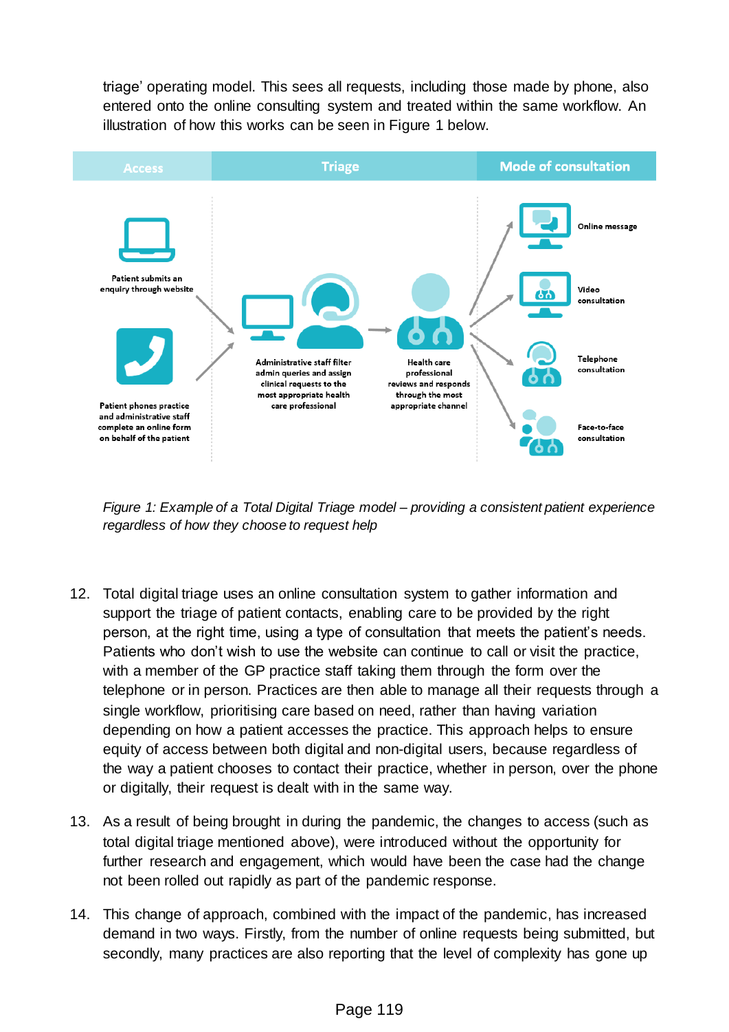triage' operating model. This sees all requests, including those made by phone, also entered onto the online consulting system and treated within the same workflow. An illustration of how this works can be seen in Figure 1 below.

*Figure 1: Example of a Total Digital Triage model – providing a consistent patient experience regardless of how they choose to request help*

12. Total digital triage uses an online consultation system to gather information and support the triage of patient contacts, enabling care to be provided by the right person, at the right time, using a type of consultation that meets the patient's needs. Patients who don't wish to use the website can continue to call or visit the practice, with a member of the GP practice staff taking them through the form over the telephone or in person. Practices are then able to manage all their requests through a single workflow, prioritising care based on need, rather than having variation depending on how a patient accesses the practice. This approach helps to ensure equity of access between both digital and non-digital users, because regardless of the way a patient chooses to contact their practice, whether in person, over the phone or digitally, their request is dealt with in the same way.

13. As a result of being brought in during the pandemic, the changes to access (such as total digital triage mentioned above), were introduced without the opportunity for further research and engagement, which would have been the case had the change not been rolled out rapidly as part of the pandemic response.

14. This change of approach, combined with the impact of the pandemic, has increased demand in two ways. Firstly, from the number of online requests being submitted, but secondly, many practices are also reporting that the level of complexity has gone up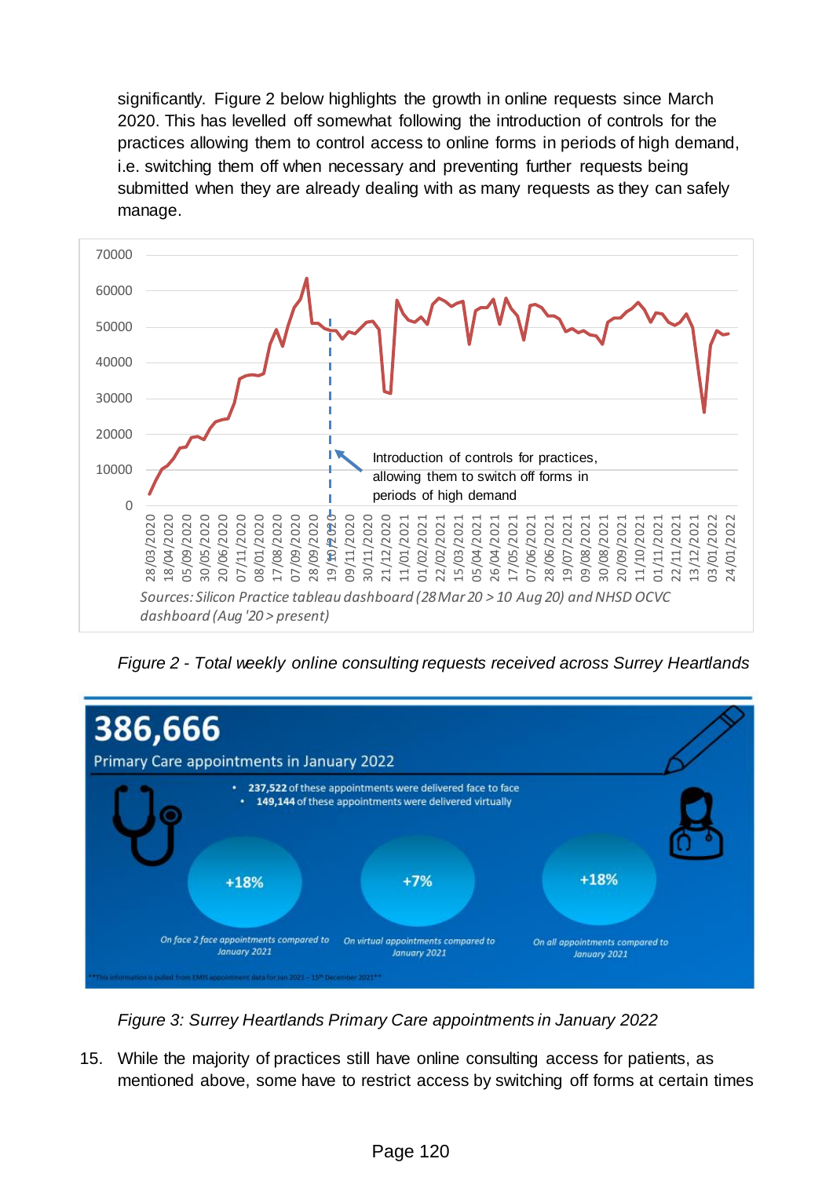significantly. Figure 2 below highlights the growth in online requests since March 2020. This has levelled off somewhat following the introduction of controls for the practices allowing them to control access to online forms in periods of high demand, i.e. switching them off when necessary and preventing further requests being submitted when they are already dealing with as many requests as they can safely manage.

*Sources: Silicon Practice tableau dashboard (28 Mar 20 > 10 Aug 20) and NHSD OCVC dashboard (Aug '20 > present)*

*Figure 2 - Total weekly online consulting requests received across Surrey Heartlands*

*Figure 3: Surrey Heartlands Primary Care appointments in January 2022*

15. While the majority of practices still have online consulting access for patients, as mentioned above, some have to restrict access by switching off forms at certain times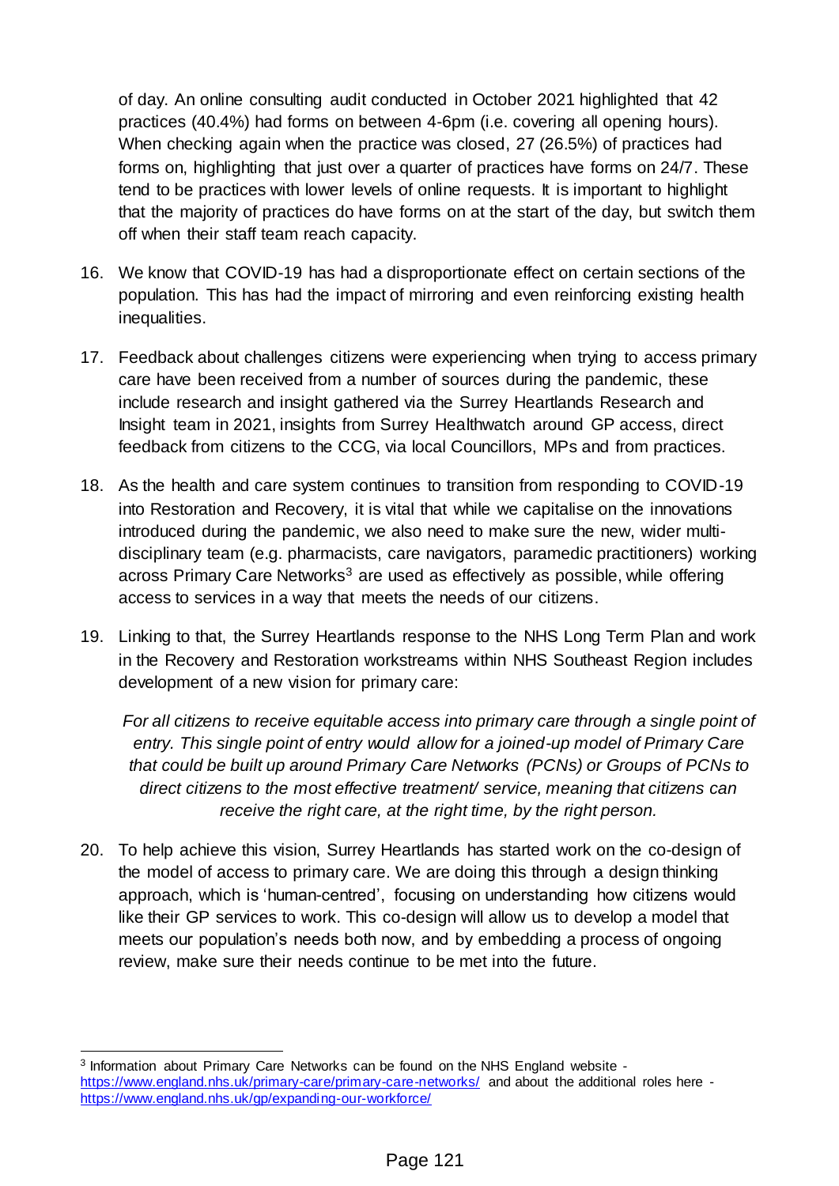of day. An online consulting audit conducted in October 2021 highlighted that 42 practices (40.4%) had forms on between 4-6pm (i.e. covering all opening hours). When checking again when the practice was closed, 27 (26.5%) of practices had forms on, highlighting that just over a quarter of practices have forms on 24/7. These tend to be practices with lower levels of online requests. It is important to highlight that the majority of practices do have forms on at the start of the day, but switch them off when their staff team reach capacity.

16. We know that COVID-19 has had a disproportionate effect on certain sections of the population. This has had the impact of mirroring and even reinforcing existing health inequalities.

17. Feedback about challenges citizens were experiencing when trying to access primary care have been received from a number of sources during the pandemic, these include research and insight gathered via the Surrey Heartlands Research and Insight team in 2021, insights from Surrey Healthwatch around GP access, direct feedback from citizens to the CCG, via local Councillors, MPs and from practices.

18. As the health and care system continues to transition from responding to COVID-19 into Restoration and Recovery, it is vital that while we capitalise on the innovations introduced during the pandemic, we also need to make sure the new, wider multi-disciplinary team (e.g. pharmacists, care navigators, paramedic practitioners) working across Primary Care Networks[3] are used as effectively as possible, while offering access to services in a way that meets the needs of our citizens.

19. Linking to that, the Surrey Heartlands response to the NHS Long Term Plan and work in the Recovery and Restoration workstreams within NHS Southeast Region includes development of a new vision for primary care:

    *For all citizens to receive equitable access into primary care through a single point of entry. This single point of entry would allow for a joined-up model of Primary Care that could be built up around Primary Care Networks (PCNs) or Groups of PCNs to direct citizens to the most effective treatment/ service, meaning that citizens can receive the right care, at the right time, by the right person.*

20. To help achieve this vision, Surrey Heartlands has started work on the co-design of the model of access to primary care. We are doing this through a design thinking approach, which is 'human-centred', focusing on understanding how citizens would like their GP services to work. This co-design will allow us to develop a model that meets our population's needs both now, and by embedding a process of ongoing review, make sure their needs continue to be met into the future.

---

[3] Information about Primary Care Networks can be found on the NHS England website - https://www.england.nhs.uk/primary-care/primary-care-networks/ and about the additional roles here - https://www.england.nhs.uk/gp/expanding-our-workforce/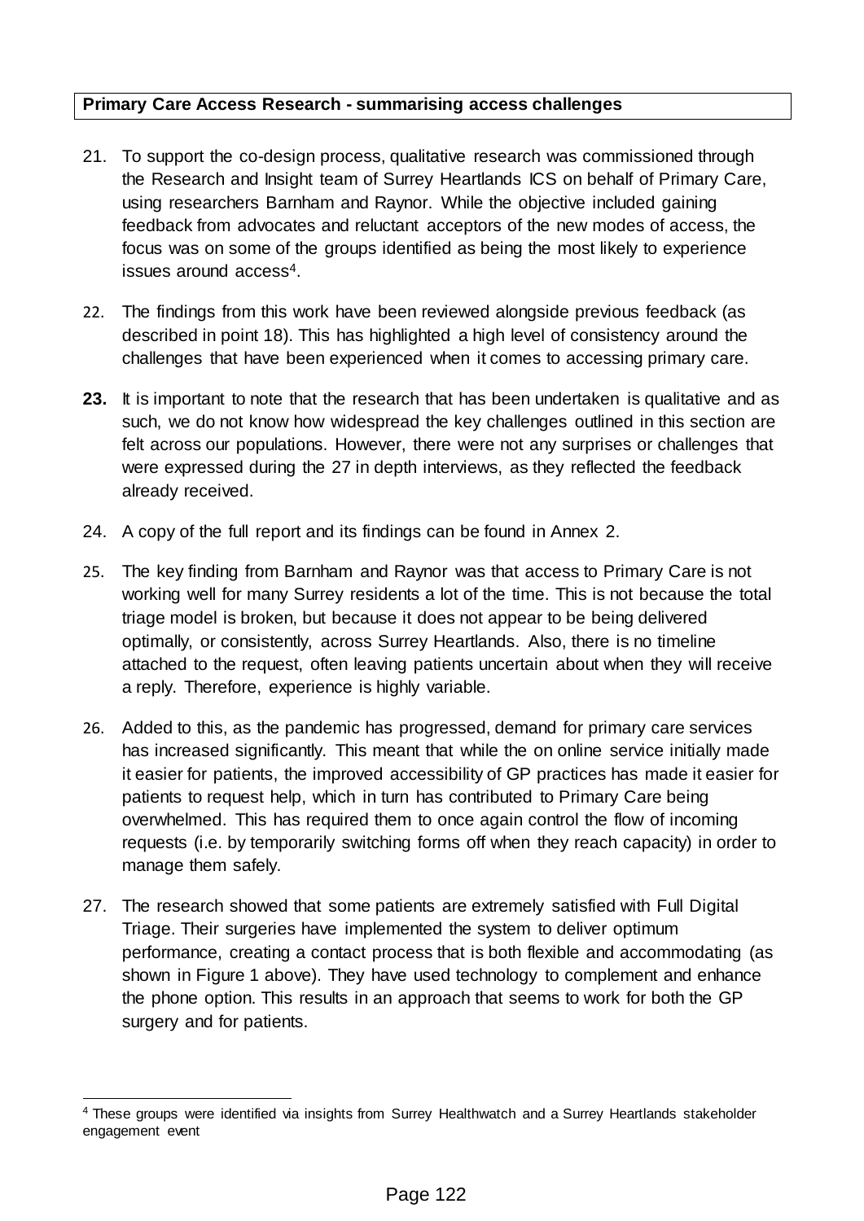**Primary Care Access Research - summarising access challenges**

21. To support the co-design process, qualitative research was commissioned through the Research and Insight team of Surrey Heartlands ICS on behalf of Primary Care, using researchers Barnham and Raynor. While the objective included gaining feedback from advocates and reluctant acceptors of the new modes of access, the focus was on some of the groups identified as being the most likely to experience issues around access[4].

22. The findings from this work have been reviewed alongside previous feedback (as described in point 18). This has highlighted a high level of consistency around the challenges that have been experienced when it comes to accessing primary care.

**23.** It is important to note that the research that has been undertaken is qualitative and as such, we do not know how widespread the key challenges outlined in this section are felt across our populations. However, there were not any surprises or challenges that were expressed during the 27 in depth interviews, as they reflected the feedback already received.

24. A copy of the full report and its findings can be found in Annex 2.

25. The key finding from Barnham and Raynor was that access to Primary Care is not working well for many Surrey residents a lot of the time. This is not because the total triage model is broken, but because it does not appear to be being delivered optimally, or consistently, across Surrey Heartlands. Also, there is no timeline attached to the request, often leaving patients uncertain about when they will receive a reply. Therefore, experience is highly variable.

26. Added to this, as the pandemic has progressed, demand for primary care services has increased significantly. This meant that while the on online service initially made it easier for patients, the improved accessibility of GP practices has made it easier for patients to request help, which in turn has contributed to Primary Care being overwhelmed. This has required them to once again control the flow of incoming requests (i.e. by temporarily switching forms off when they reach capacity) in order to manage them safely.

27. The research showed that some patients are extremely satisfied with Full Digital Triage. Their surgeries have implemented the system to deliver optimum performance, creating a contact process that is both flexible and accommodating (as shown in Figure 1 above). They have used technology to complement and enhance the phone option. This results in an approach that seems to work for both the GP surgery and for patients.

---

[4] These groups were identified via insights from Surrey Healthwatch and a Surrey Heartlands stakeholder engagement event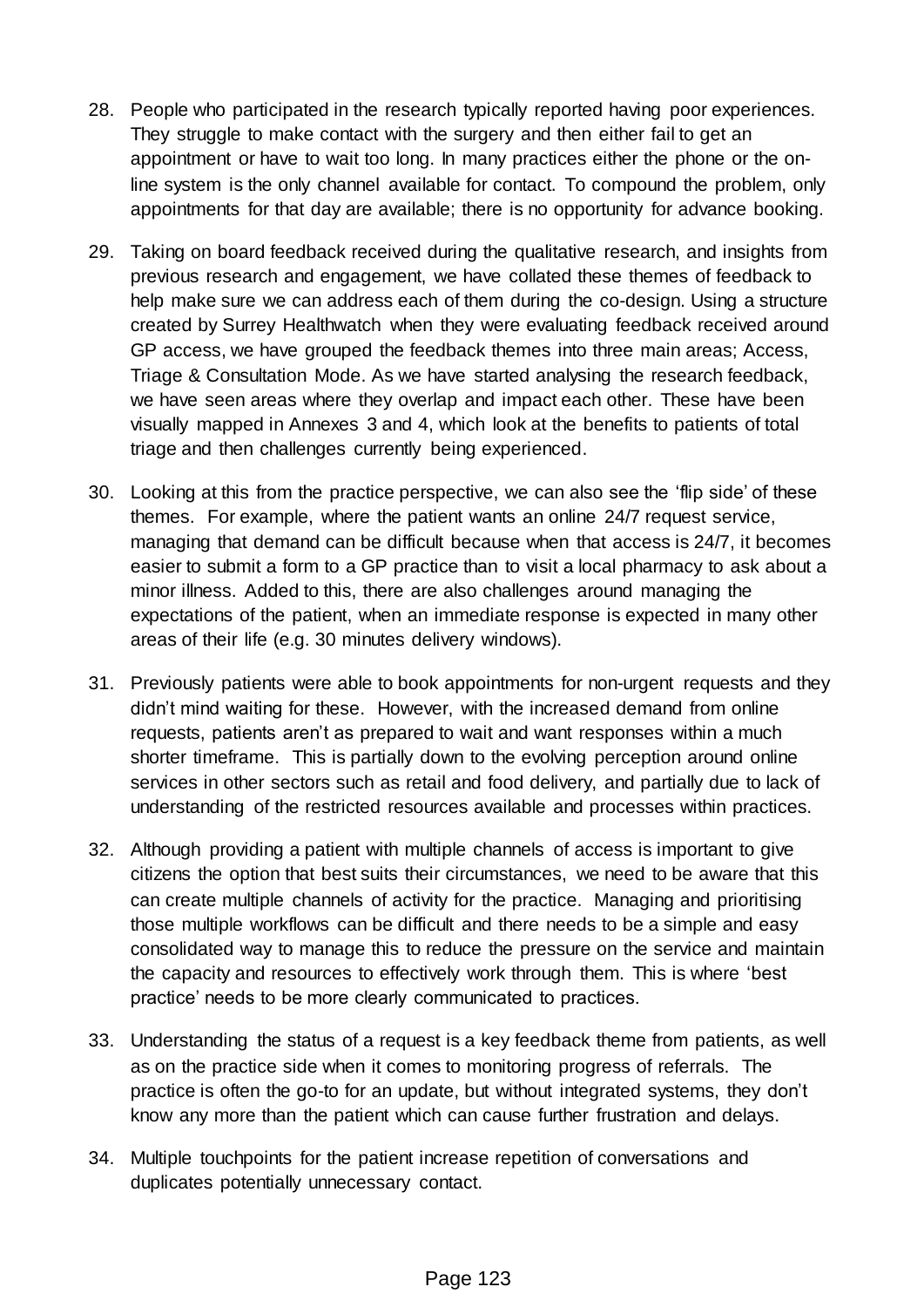28. People who participated in the research typically reported having poor experiences. They struggle to make contact with the surgery and then either fail to get an appointment or have to wait too long. In many practices either the phone or the on-line system is the only channel available for contact. To compound the problem, only appointments for that day are available; there is no opportunity for advance booking.

29. Taking on board feedback received during the qualitative research, and insights from previous research and engagement, we have collated these themes of feedback to help make sure we can address each of them during the co-design. Using a structure created by Surrey Healthwatch when they were evaluating feedback received around GP access, we have grouped the feedback themes into three main areas; Access, Triage & Consultation Mode. As we have started analysing the research feedback, we have seen areas where they overlap and impact each other. These have been visually mapped in Annexes 3 and 4, which look at the benefits to patients of total triage and then challenges currently being experienced.

30. Looking at this from the practice perspective, we can also see the 'flip side' of these themes. For example, where the patient wants an online 24/7 request service, managing that demand can be difficult because when that access is 24/7, it becomes easier to submit a form to a GP practice than to visit a local pharmacy to ask about a minor illness. Added to this, there are also challenges around managing the expectations of the patient, when an immediate response is expected in many other areas of their life (e.g. 30 minutes delivery windows).

31. Previously patients were able to book appointments for non-urgent requests and they didn't mind waiting for these. However, with the increased demand from online requests, patients aren't as prepared to wait and want responses within a much shorter timeframe. This is partially down to the evolving perception around online services in other sectors such as retail and food delivery, and partially due to lack of understanding of the restricted resources available and processes within practices.

32. Although providing a patient with multiple channels of access is important to give citizens the option that best suits their circumstances, we need to be aware that this can create multiple channels of activity for the practice. Managing and prioritising those multiple workflows can be difficult and there needs to be a simple and easy consolidated way to manage this to reduce the pressure on the service and maintain the capacity and resources to effectively work through them. This is where 'best practice' needs to be more clearly communicated to practices.

33. Understanding the status of a request is a key feedback theme from patients, as well as on the practice side when it comes to monitoring progress of referrals. The practice is often the go-to for an update, but without integrated systems, they don't know any more than the patient which can cause further frustration and delays.

34. Multiple touchpoints for the patient increase repetition of conversations and duplicates potentially unnecessary contact.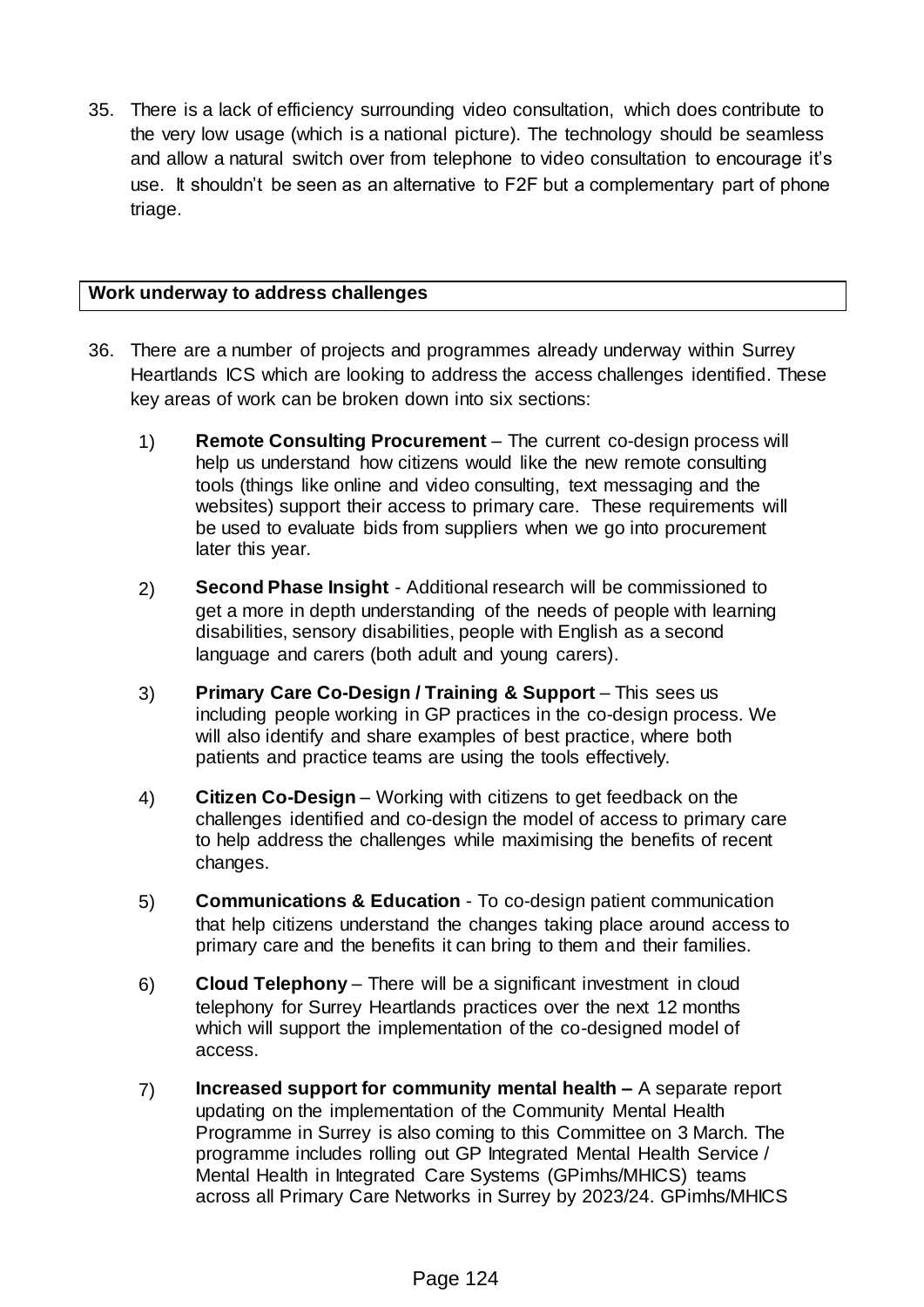35. There is a lack of efficiency surrounding video consultation, which does contribute to the very low usage (which is a national picture). The technology should be seamless and allow a natural switch over from telephone to video consultation to encourage it's use. It shouldn't be seen as an alternative to F2F but a complementary part of phone triage.

**Work underway to address challenges**

36. There are a number of projects and programmes already underway within Surrey Heartlands ICS which are looking to address the access challenges identified. These key areas of work can be broken down into six sections:

    1) **Remote Consulting Procurement** – The current co-design process will help us understand how citizens would like the new remote consulting tools (things like online and video consulting, text messaging and the websites) support their access to primary care. These requirements will be used to evaluate bids from suppliers when we go into procurement later this year.

    2) **Second Phase Insight** - Additional research will be commissioned to get a more in depth understanding of the needs of people with learning disabilities, sensory disabilities, people with English as a second language and carers (both adult and young carers).

    3) **Primary Care Co-Design / Training & Support** – This sees us including people working in GP practices in the co-design process. We will also identify and share examples of best practice, where both patients and practice teams are using the tools effectively.

    4) **Citizen Co-Design** – Working with citizens to get feedback on the challenges identified and co-design the model of access to primary care to help address the challenges while maximising the benefits of recent changes.

    5) **Communications & Education** - To co-design patient communication that help citizens understand the changes taking place around access to primary care and the benefits it can bring to them and their families.

    6) **Cloud Telephony** – There will be a significant investment in cloud telephony for Surrey Heartlands practices over the next 12 months which will support the implementation of the co-designed model of access.

    7) **Increased support for community mental health –** A separate report updating on the implementation of the Community Mental Health Programme in Surrey is also coming to this Committee on 3 March. The programme includes rolling out GP Integrated Mental Health Service / Mental Health in Integrated Care Systems (GPimhs/MHICS) teams across all Primary Care Networks in Surrey by 2023/24. GPimhs/MHICS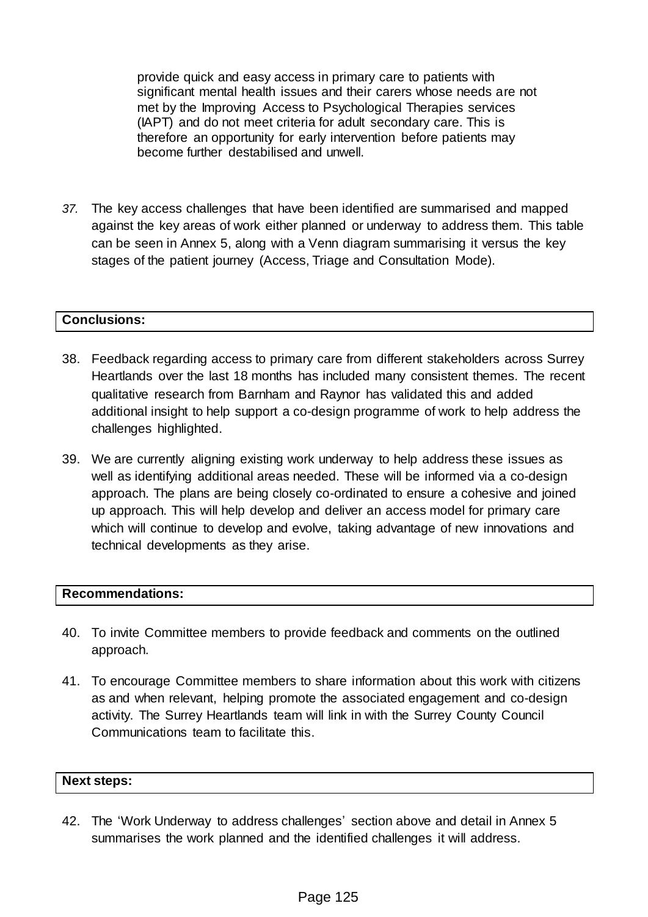provide quick and easy access in primary care to patients with significant mental health issues and their carers whose needs are not met by the Improving Access to Psychological Therapies services (IAPT) and do not meet criteria for adult secondary care. This is therefore an opportunity for early intervention before patients may become further destabilised and unwell.

37. The key access challenges that have been identified are summarised and mapped against the key areas of work either planned or underway to address them. This table can be seen in Annex 5, along with a Venn diagram summarising it versus the key stages of the patient journey (Access, Triage and Consultation Mode).

**Conclusions:**

38. Feedback regarding access to primary care from different stakeholders across Surrey Heartlands over the last 18 months has included many consistent themes. The recent qualitative research from Barnham and Raynor has validated this and added additional insight to help support a co-design programme of work to help address the challenges highlighted.

39. We are currently aligning existing work underway to help address these issues as well as identifying additional areas needed. These will be informed via a co-design approach. The plans are being closely co-ordinated to ensure a cohesive and joined up approach. This will help develop and deliver an access model for primary care which will continue to develop and evolve, taking advantage of new innovations and technical developments as they arise.

**Recommendations:**

40. To invite Committee members to provide feedback and comments on the outlined approach.

41. To encourage Committee members to share information about this work with citizens as and when relevant, helping promote the associated engagement and co-design activity. The Surrey Heartlands team will link in with the Surrey County Council Communications team to facilitate this.

**Next steps:**

42. The 'Work Underway to address challenges' section above and detail in Annex 5 summarises the work planned and the identified challenges it will address.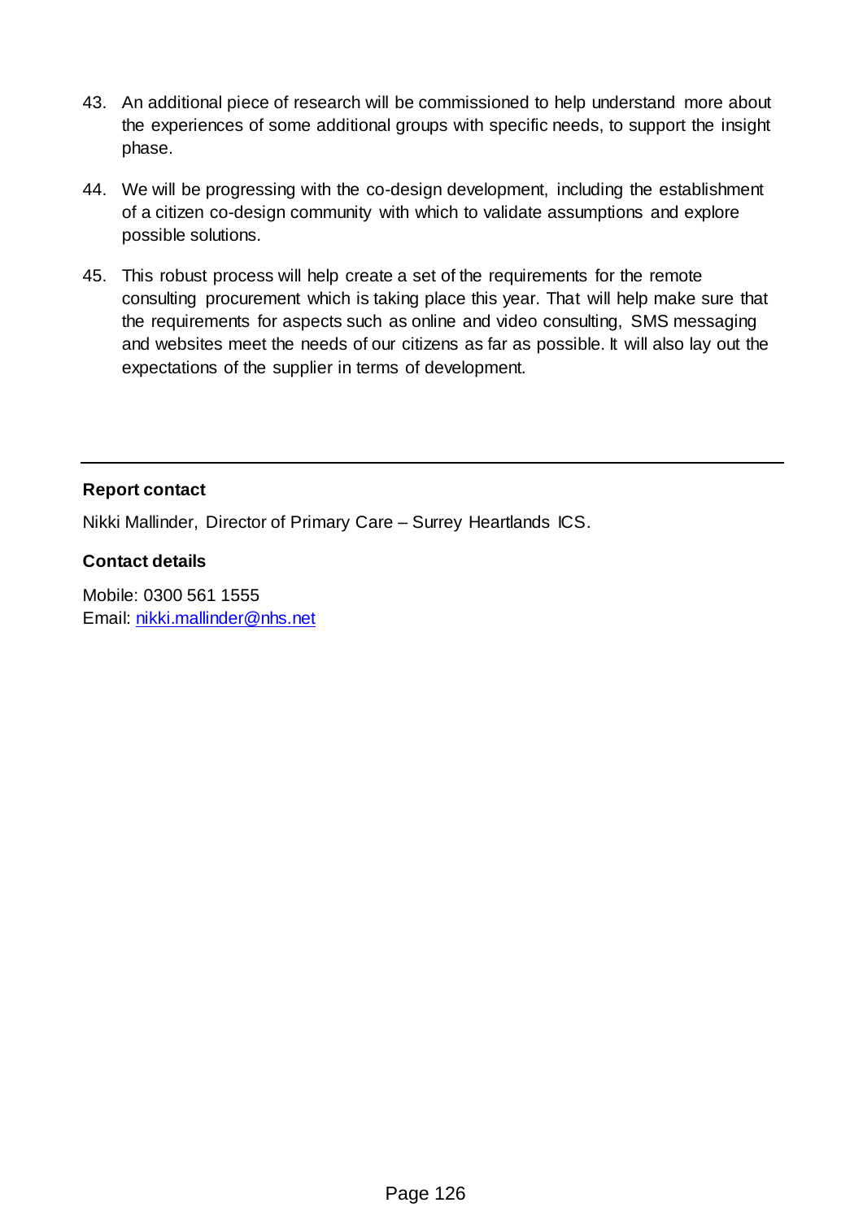43. An additional piece of research will be commissioned to help understand more about the experiences of some additional groups with specific needs, to support the insight phase.

44. We will be progressing with the co-design development, including the establishment of a citizen co-design community with which to validate assumptions and explore possible solutions.

45. This robust process will help create a set of the requirements for the remote consulting procurement which is taking place this year. That will help make sure that the requirements for aspects such as online and video consulting, SMS messaging and websites meet the needs of our citizens as far as possible. It will also lay out the expectations of the supplier in terms of development.

---

**Report contact**

Nikki Mallinder, Director of Primary Care – Surrey Heartlands ICS.

**Contact details**

Mobile: 0300 561 1555
Email: nikki.mallinder@nhs.net